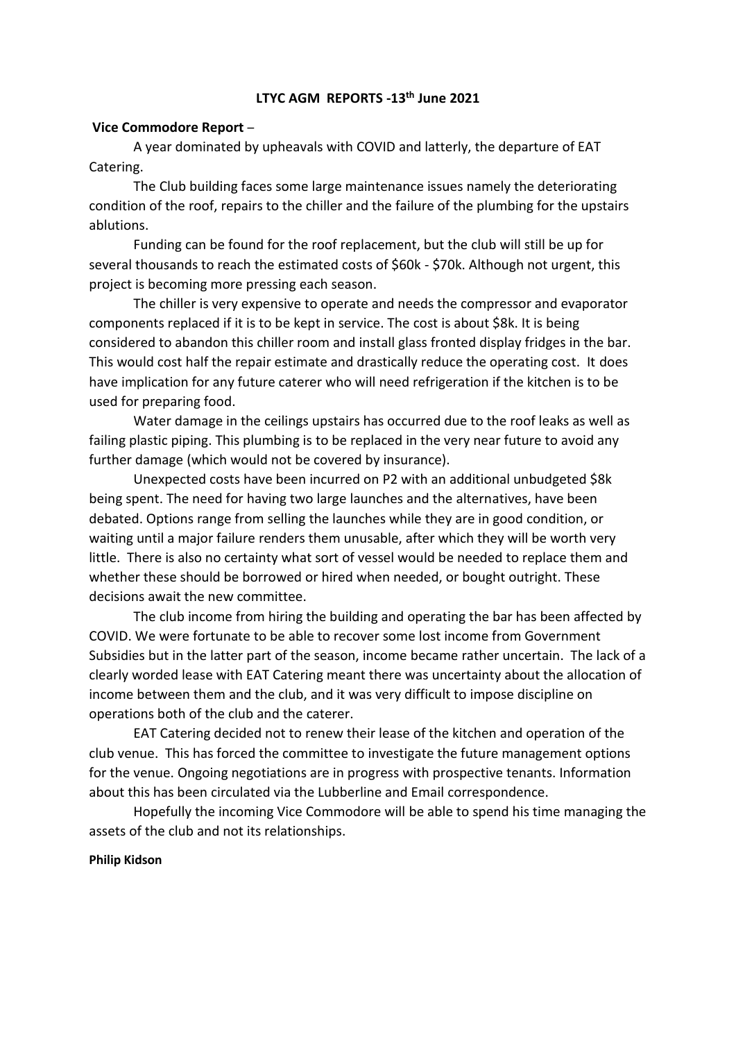# LTYC AGM REPORTS -13th June 2021

**Vice Commodore Report** –

A year dominated by upheavals with COVID and latterly, the departure of EAT Catering.

The Club building faces some large maintenance issues namely the deteriorating condition of the roof, repairs to the chiller and the failure of the plumbing for the upstairs ablutions.

Funding can be found for the roof replacement, but the club will still be up for several thousands to reach the estimated costs of $60k - $70k. Although not urgent, this project is becoming more pressing each season.

The chiller is very expensive to operate and needs the compressor and evaporator components replaced if it is to be kept in service. The cost is about $8k. It is being considered to abandon this chiller room and install glass fronted display fridges in the bar. This would cost half the repair estimate and drastically reduce the operating cost. It does have implication for any future caterer who will need refrigeration if the kitchen is to be used for preparing food.

Water damage in the ceilings upstairs has occurred due to the roof leaks as well as failing plastic piping. This plumbing is to be replaced in the very near future to avoid any further damage (which would not be covered by insurance).

Unexpected costs have been incurred on P2 with an additional unbudgeted $8k being spent. The need for having two large launches and the alternatives, have been debated. Options range from selling the launches while they are in good condition, or waiting until a major failure renders them unusable, after which they will be worth very little. There is also no certainty what sort of vessel would be needed to replace them and whether these should be borrowed or hired when needed, or bought outright. These decisions await the new committee.

The club income from hiring the building and operating the bar has been affected by COVID. We were fortunate to be able to recover some lost income from Government Subsidies but in the latter part of the season, income became rather uncertain. The lack of a clearly worded lease with EAT Catering meant there was uncertainty about the allocation of income between them and the club, and it was very difficult to impose discipline on operations both of the club and the caterer.

EAT Catering decided not to renew their lease of the kitchen and operation of the club venue. This has forced the committee to investigate the future management options for the venue. Ongoing negotiations are in progress with prospective tenants. Information about this has been circulated via the Lubberline and Email correspondence.

Hopefully the incoming Vice Commodore will be able to spend his time managing the assets of the club and not its relationships.

**Philip Kidson**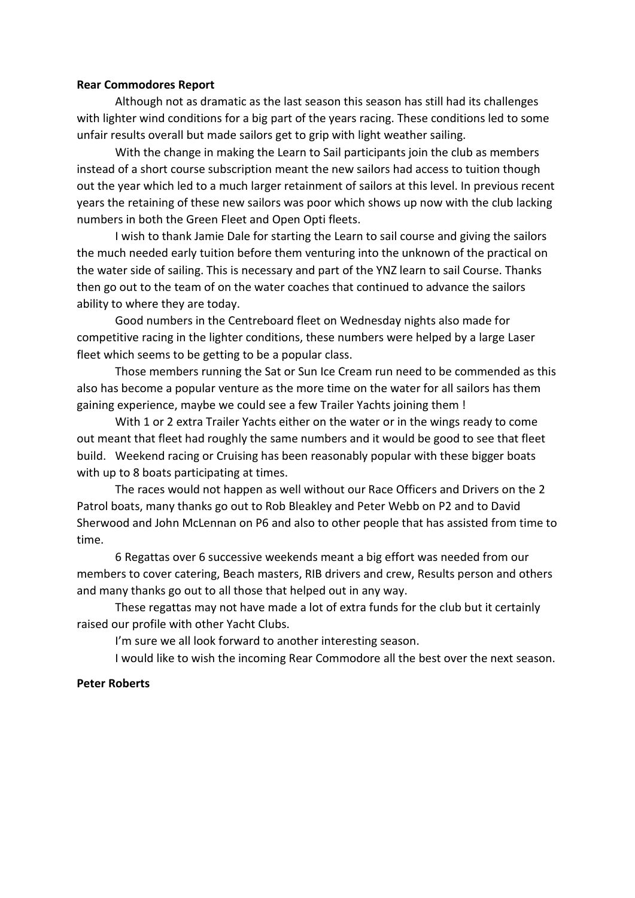**Rear Commodores Report**

Although not as dramatic as the last season this season has still had its challenges with lighter wind conditions for a big part of the years racing. These conditions led to some unfair results overall but made sailors get to grip with light weather sailing.

With the change in making the Learn to Sail participants join the club as members instead of a short course subscription meant the new sailors had access to tuition though out the year which led to a much larger retainment of sailors at this level. In previous recent years the retaining of these new sailors was poor which shows up now with the club lacking numbers in both the Green Fleet and Open Opti fleets.

I wish to thank Jamie Dale for starting the Learn to sail course and giving the sailors the much needed early tuition before them venturing into the unknown of the practical on the water side of sailing. This is necessary and part of the YNZ learn to sail Course. Thanks then go out to the team of on the water coaches that continued to advance the sailors ability to where they are today.

Good numbers in the Centreboard fleet on Wednesday nights also made for competitive racing in the lighter conditions, these numbers were helped by a large Laser fleet which seems to be getting to be a popular class.

Those members running the Sat or Sun Ice Cream run need to be commended as this also has become a popular venture as the more time on the water for all sailors has them gaining experience, maybe we could see a few Trailer Yachts joining them !

With 1 or 2 extra Trailer Yachts either on the water or in the wings ready to come out meant that fleet had roughly the same numbers and it would be good to see that fleet build. Weekend racing or Cruising has been reasonably popular with these bigger boats with up to 8 boats participating at times.

The races would not happen as well without our Race Officers and Drivers on the 2 Patrol boats, many thanks go out to Rob Bleakley and Peter Webb on P2 and to David Sherwood and John McLennan on P6 and also to other people that has assisted from time to time.

6 Regattas over 6 successive weekends meant a big effort was needed from our members to cover catering, Beach masters, RIB drivers and crew, Results person and others and many thanks go out to all those that helped out in any way.

These regattas may not have made a lot of extra funds for the club but it certainly raised our profile with other Yacht Clubs.

I'm sure we all look forward to another interesting season.

I would like to wish the incoming Rear Commodore all the best over the next season.

**Peter Roberts**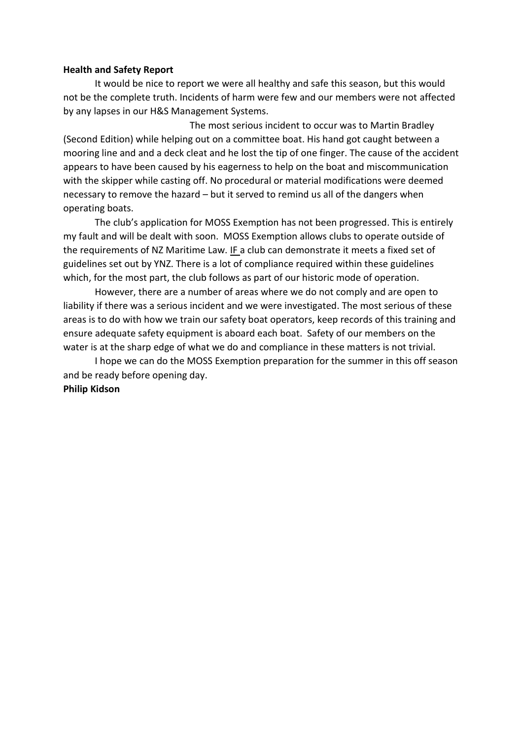**Health and Safety Report**

It would be nice to report we were all healthy and safe this season, but this would not be the complete truth. Incidents of harm were few and our members were not affected by any lapses in our H&S Management Systems.

The most serious incident to occur was to Martin Bradley (Second Edition) while helping out on a committee boat. His hand got caught between a mooring line and and a deck cleat and he lost the tip of one finger. The cause of the accident appears to have been caused by his eagerness to help on the boat and miscommunication with the skipper while casting off. No procedural or material modifications were deemed necessary to remove the hazard – but it served to remind us all of the dangers when operating boats.

The club's application for MOSS Exemption has not been progressed. This is entirely my fault and will be dealt with soon. MOSS Exemption allows clubs to operate outside of the requirements of NZ Maritime Law. IF a club can demonstrate it meets a fixed set of guidelines set out by YNZ. There is a lot of compliance required within these guidelines which, for the most part, the club follows as part of our historic mode of operation.

However, there are a number of areas where we do not comply and are open to liability if there was a serious incident and we were investigated. The most serious of these areas is to do with how we train our safety boat operators, keep records of this training and ensure adequate safety equipment is aboard each boat. Safety of our members on the water is at the sharp edge of what we do and compliance in these matters is not trivial.

I hope we can do the MOSS Exemption preparation for the summer in this off season and be ready before opening day.

**Philip Kidson**